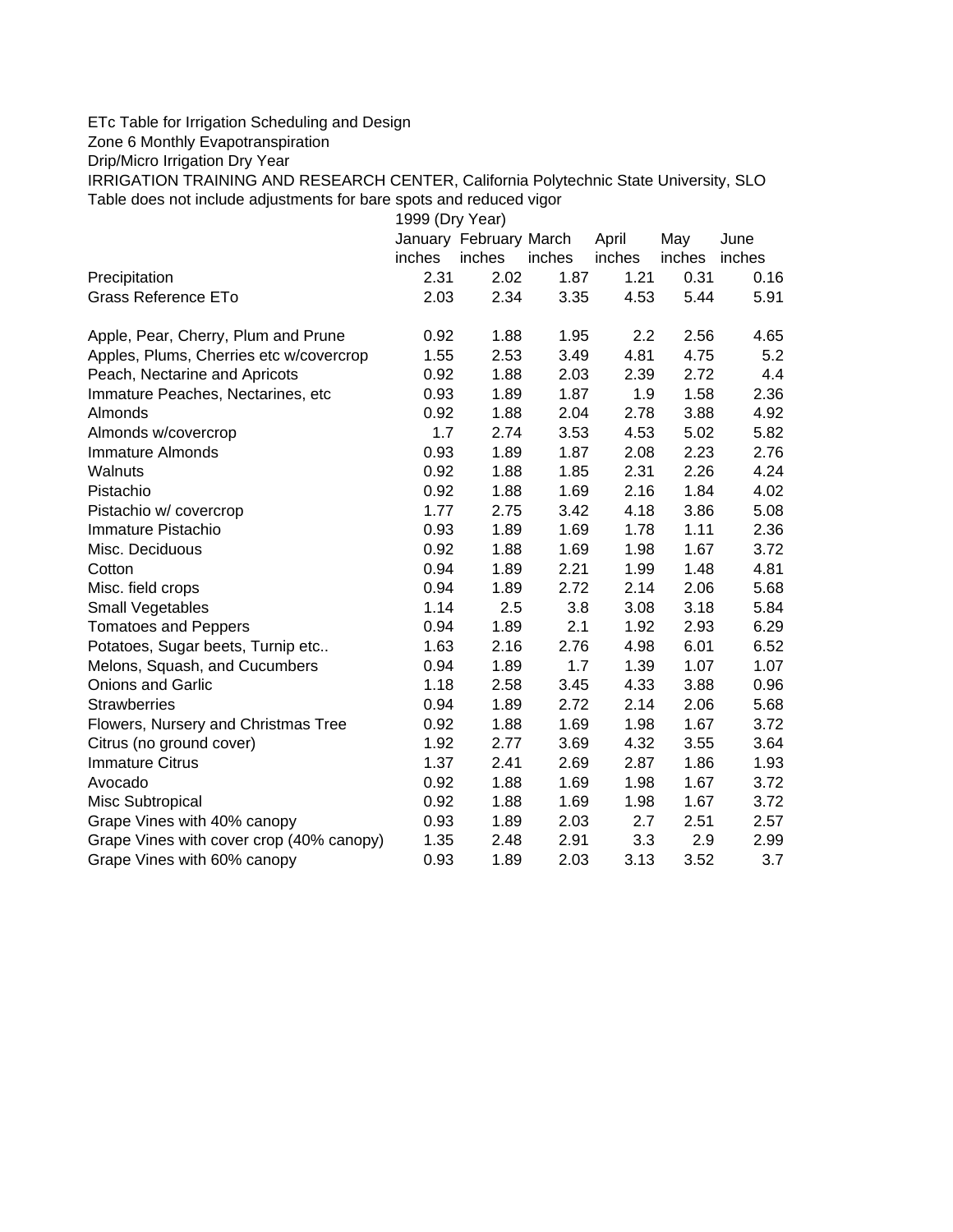ETc Table for Irrigation Scheduling and Design

Zone 6 Monthly Evapotranspiration

Drip/Micro Irrigation Dry Year

IRRIGATION TRAINING AND RESEARCH CENTER, California Polytechnic State University, SLO

Table does not include adjustments for bare spots and reduced vigor

| | 1999 (Dry Year) | | | | | |
|---|---|---|---|---|---|---|
| | January inches | February inches | March inches | April inches | May inches | June inches |
| Precipitation | 2.31 | 2.02 | 1.87 | 1.21 | 0.31 | 0.16 |
| Grass Reference ETo | 2.03 | 2.34 | 3.35 | 4.53 | 5.44 | 5.91 |
| | | | | | | |
| Apple, Pear, Cherry, Plum and Prune | 0.92 | 1.88 | 1.95 | 2.2 | 2.56 | 4.65 |
| Apples, Plums, Cherries etc w/covercrop | 1.55 | 2.53 | 3.49 | 4.81 | 4.75 | 5.2 |
| Peach, Nectarine and Apricots | 0.92 | 1.88 | 2.03 | 2.39 | 2.72 | 4.4 |
| Immature Peaches, Nectarines, etc | 0.93 | 1.89 | 1.87 | 1.9 | 1.58 | 2.36 |
| Almonds | 0.92 | 1.88 | 2.04 | 2.78 | 3.88 | 4.92 |
| Almonds w/covercrop | 1.7 | 2.74 | 3.53 | 4.53 | 5.02 | 5.82 |
| Immature Almonds | 0.93 | 1.89 | 1.87 | 2.08 | 2.23 | 2.76 |
| Walnuts | 0.92 | 1.88 | 1.85 | 2.31 | 2.26 | 4.24 |
| Pistachio | 0.92 | 1.88 | 1.69 | 2.16 | 1.84 | 4.02 |
| Pistachio w/ covercrop | 1.77 | 2.75 | 3.42 | 4.18 | 3.86 | 5.08 |
| Immature Pistachio | 0.93 | 1.89 | 1.69 | 1.78 | 1.11 | 2.36 |
| Misc. Deciduous | 0.92 | 1.88 | 1.69 | 1.98 | 1.67 | 3.72 |
| Cotton | 0.94 | 1.89 | 2.21 | 1.99 | 1.48 | 4.81 |
| Misc. field crops | 0.94 | 1.89 | 2.72 | 2.14 | 2.06 | 5.68 |
| Small Vegetables | 1.14 | 2.5 | 3.8 | 3.08 | 3.18 | 5.84 |
| Tomatoes and Peppers | 0.94 | 1.89 | 2.1 | 1.92 | 2.93 | 6.29 |
| Potatoes, Sugar beets, Turnip etc.. | 1.63 | 2.16 | 2.76 | 4.98 | 6.01 | 6.52 |
| Melons, Squash, and Cucumbers | 0.94 | 1.89 | 1.7 | 1.39 | 1.07 | 1.07 |
| Onions and Garlic | 1.18 | 2.58 | 3.45 | 4.33 | 3.88 | 0.96 |
| Strawberries | 0.94 | 1.89 | 2.72 | 2.14 | 2.06 | 5.68 |
| Flowers, Nursery and Christmas Tree | 0.92 | 1.88 | 1.69 | 1.98 | 1.67 | 3.72 |
| Citrus (no ground cover) | 1.92 | 2.77 | 3.69 | 4.32 | 3.55 | 3.64 |
| Immature Citrus | 1.37 | 2.41 | 2.69 | 2.87 | 1.86 | 1.93 |
| Avocado | 0.92 | 1.88 | 1.69 | 1.98 | 1.67 | 3.72 |
| Misc Subtropical | 0.92 | 1.88 | 1.69 | 1.98 | 1.67 | 3.72 |
| Grape Vines with 40% canopy | 0.93 | 1.89 | 2.03 | 2.7 | 2.51 | 2.57 |
| Grape Vines with cover crop (40% canopy) | 1.35 | 2.48 | 2.91 | 3.3 | 2.9 | 2.99 |
| Grape Vines with 60% canopy | 0.93 | 1.89 | 2.03 | 3.13 | 3.52 | 3.7 |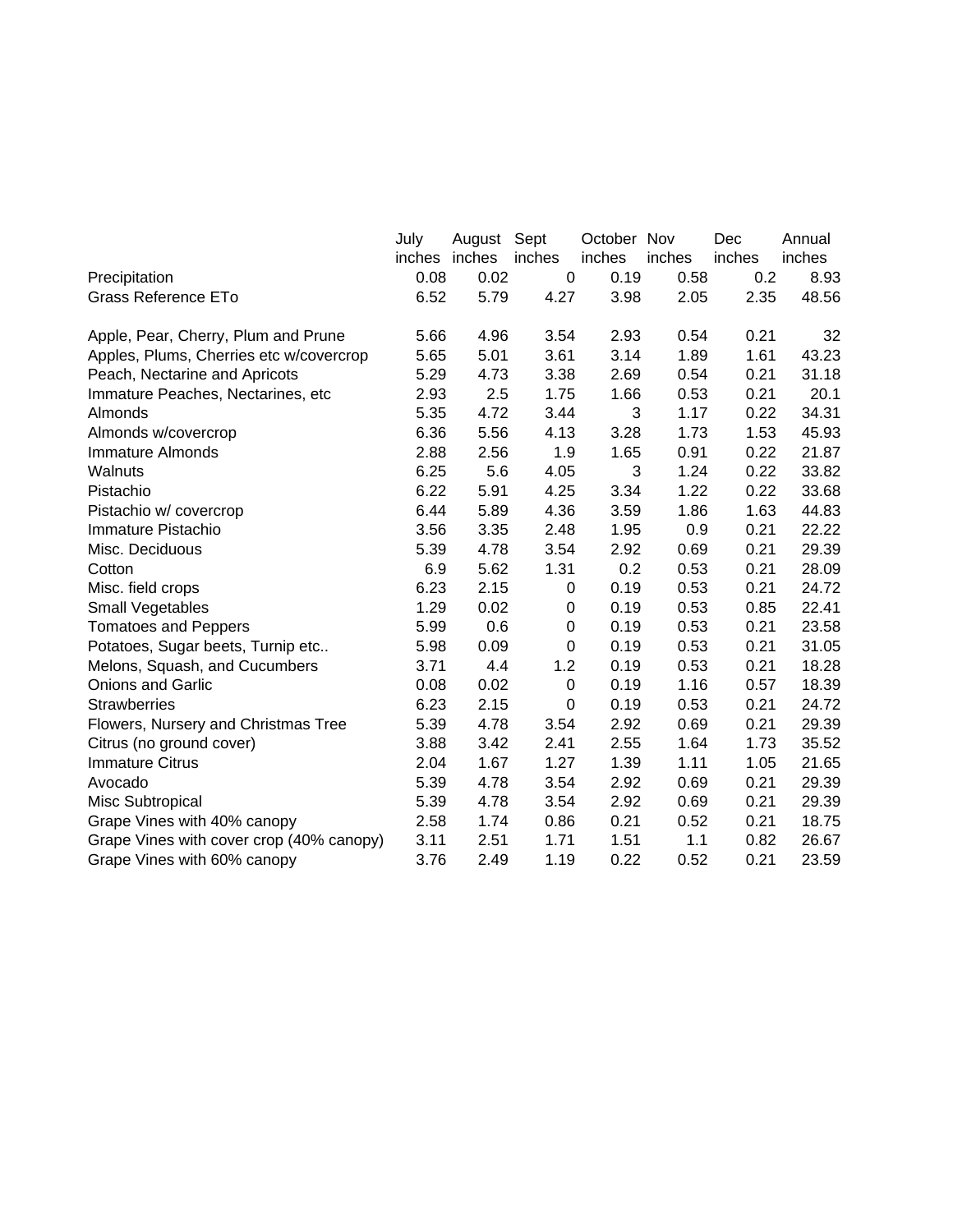| | July inches | August inches | Sept inches | October inches | Nov inches | Dec inches | Annual inches |
|---|---|---|---|---|---|---|---|
| Precipitation | 0.08 | 0.02 | 0 | 0.19 | 0.58 | 0.2 | 8.93 |
| Grass Reference ETo | 6.52 | 5.79 | 4.27 | 3.98 | 2.05 | 2.35 | 48.56 |
| | | | | | | | |
| Apple, Pear, Cherry, Plum and Prune | 5.66 | 4.96 | 3.54 | 2.93 | 0.54 | 0.21 | 32 |
| Apples, Plums, Cherries etc w/covercrop | 5.65 | 5.01 | 3.61 | 3.14 | 1.89 | 1.61 | 43.23 |
| Peach, Nectarine and Apricots | 5.29 | 4.73 | 3.38 | 2.69 | 0.54 | 0.21 | 31.18 |
| Immature Peaches, Nectarines, etc | 2.93 | 2.5 | 1.75 | 1.66 | 0.53 | 0.21 | 20.1 |
| Almonds | 5.35 | 4.72 | 3.44 | 3 | 1.17 | 0.22 | 34.31 |
| Almonds w/covercrop | 6.36 | 5.56 | 4.13 | 3.28 | 1.73 | 1.53 | 45.93 |
| Immature Almonds | 2.88 | 2.56 | 1.9 | 1.65 | 0.91 | 0.22 | 21.87 |
| Walnuts | 6.25 | 5.6 | 4.05 | 3 | 1.24 | 0.22 | 33.82 |
| Pistachio | 6.22 | 5.91 | 4.25 | 3.34 | 1.22 | 0.22 | 33.68 |
| Pistachio w/ covercrop | 6.44 | 5.89 | 4.36 | 3.59 | 1.86 | 1.63 | 44.83 |
| Immature Pistachio | 3.56 | 3.35 | 2.48 | 1.95 | 0.9 | 0.21 | 22.22 |
| Misc. Deciduous | 5.39 | 4.78 | 3.54 | 2.92 | 0.69 | 0.21 | 29.39 |
| Cotton | 6.9 | 5.62 | 1.31 | 0.2 | 0.53 | 0.21 | 28.09 |
| Misc. field crops | 6.23 | 2.15 | 0 | 0.19 | 0.53 | 0.21 | 24.72 |
| Small Vegetables | 1.29 | 0.02 | 0 | 0.19 | 0.53 | 0.85 | 22.41 |
| Tomatoes and Peppers | 5.99 | 0.6 | 0 | 0.19 | 0.53 | 0.21 | 23.58 |
| Potatoes, Sugar beets, Turnip etc.. | 5.98 | 0.09 | 0 | 0.19 | 0.53 | 0.21 | 31.05 |
| Melons, Squash, and Cucumbers | 3.71 | 4.4 | 1.2 | 0.19 | 0.53 | 0.21 | 18.28 |
| Onions and Garlic | 0.08 | 0.02 | 0 | 0.19 | 1.16 | 0.57 | 18.39 |
| Strawberries | 6.23 | 2.15 | 0 | 0.19 | 0.53 | 0.21 | 24.72 |
| Flowers, Nursery and Christmas Tree | 5.39 | 4.78 | 3.54 | 2.92 | 0.69 | 0.21 | 29.39 |
| Citrus (no ground cover) | 3.88 | 3.42 | 2.41 | 2.55 | 1.64 | 1.73 | 35.52 |
| Immature Citrus | 2.04 | 1.67 | 1.27 | 1.39 | 1.11 | 1.05 | 21.65 |
| Avocado | 5.39 | 4.78 | 3.54 | 2.92 | 0.69 | 0.21 | 29.39 |
| Misc Subtropical | 5.39 | 4.78 | 3.54 | 2.92 | 0.69 | 0.21 | 29.39 |
| Grape Vines with 40% canopy | 2.58 | 1.74 | 0.86 | 0.21 | 0.52 | 0.21 | 18.75 |
| Grape Vines with cover crop (40% canopy) | 3.11 | 2.51 | 1.71 | 1.51 | 1.1 | 0.82 | 26.67 |
| Grape Vines with 60% canopy | 3.76 | 2.49 | 1.19 | 0.22 | 0.52 | 0.21 | 23.59 |